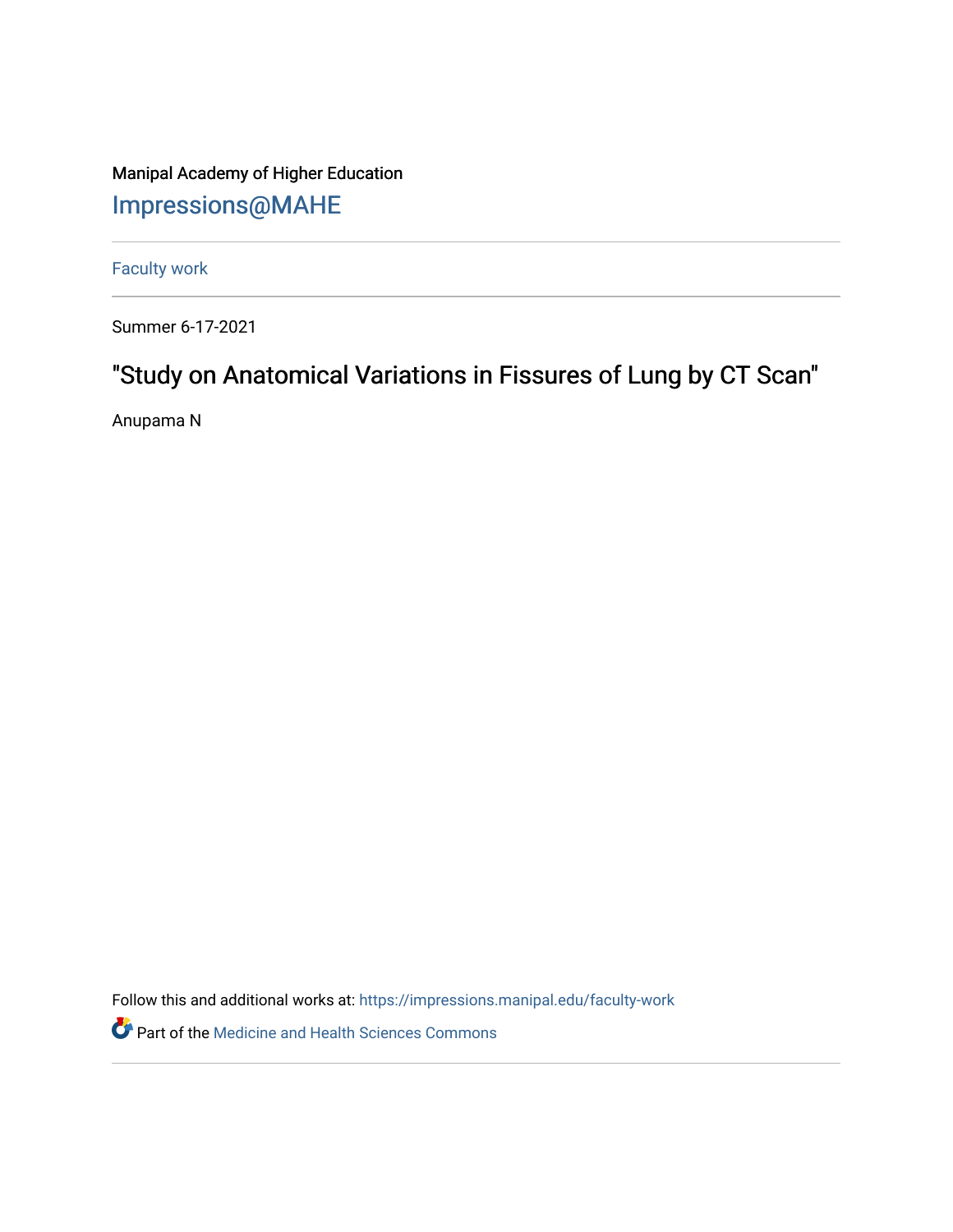Manipal Academy of Higher Education

[Impressions@MAHE](https://impressions.manipal.edu/)

---

[Faculty work](https://impressions.manipal.edu/faculty-work)

---

Summer 6-17-2021

# "Study on Anatomical Variations in Fissures of Lung by CT Scan"

Anupama N

Follow this and additional works at: https://impressions.manipal.edu/faculty-work

Part of the Medicine and Health Sciences Commons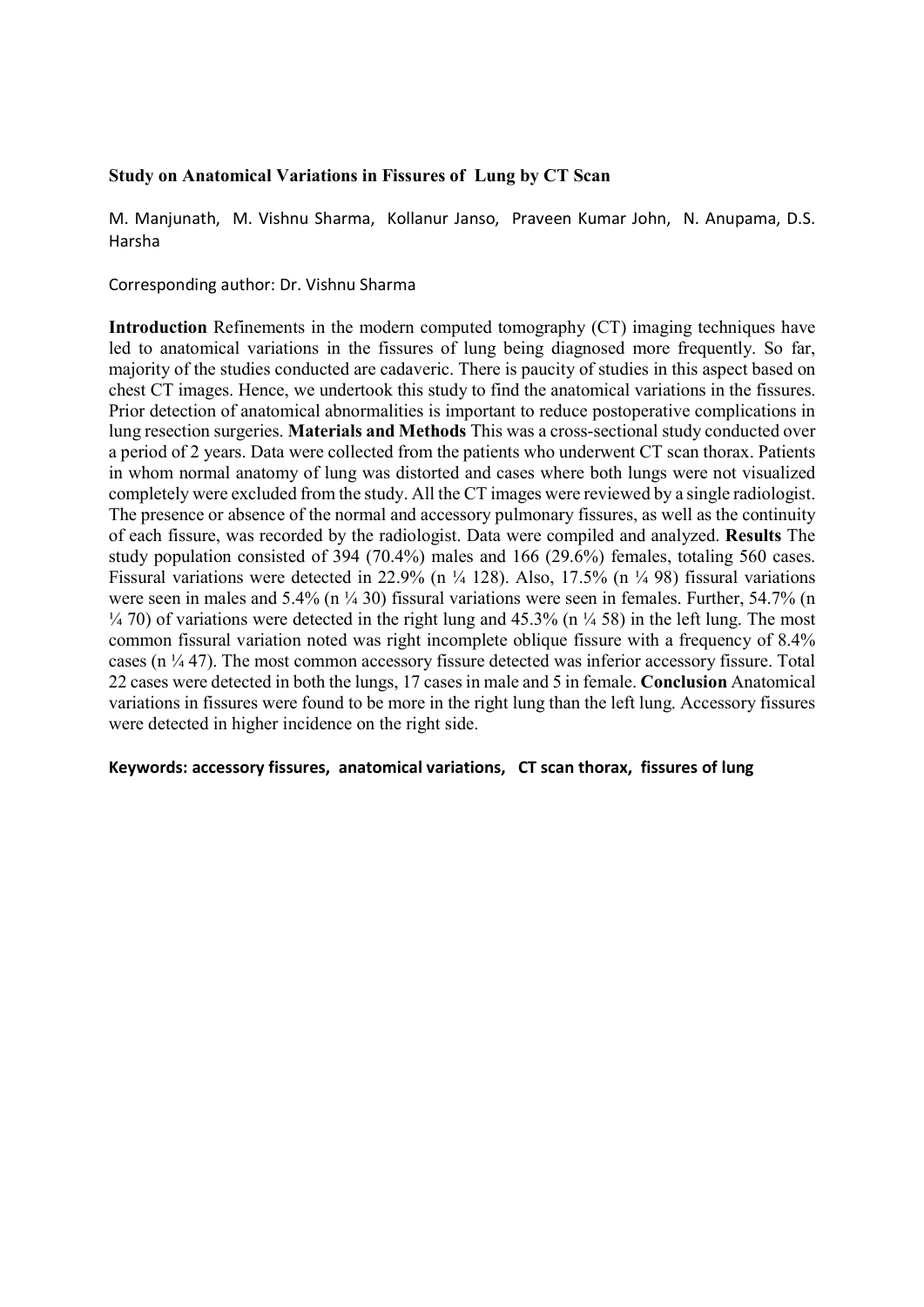## Study on Anatomical Variations in Fissures of Lung by CT Scan

M. Manjunath, M. Vishnu Sharma, Kollanur Janso, Praveen Kumar John, N. Anupama, D.S. Harsha

Corresponding author: Dr. Vishnu Sharma

**Introduction** Refinements in the modern computed tomography (CT) imaging techniques have led to anatomical variations in the fissures of lung being diagnosed more frequently. So far, majority of the studies conducted are cadaveric. There is paucity of studies in this aspect based on chest CT images. Hence, we undertook this study to find the anatomical variations in the fissures. Prior detection of anatomical abnormalities is important to reduce postoperative complications in lung resection surgeries. **Materials and Methods** This was a cross-sectional study conducted over a period of 2 years. Data were collected from the patients who underwent CT scan thorax. Patients in whom normal anatomy of lung was distorted and cases where both lungs were not visualized completely were excluded from the study. All the CT images were reviewed by a single radiologist. The presence or absence of the normal and accessory pulmonary fissures, as well as the continuity of each fissure, was recorded by the radiologist. Data were compiled and analyzed. **Results** The study population consisted of 394 (70.4%) males and 166 (29.6%) females, totaling 560 cases. Fissural variations were detected in 22.9% (n ¼ 128). Also, 17.5% (n ¼ 98) fissural variations were seen in males and 5.4% (n ¼ 30) fissural variations were seen in females. Further, 54.7% (n ¼ 70) of variations were detected in the right lung and 45.3% (n ¼ 58) in the left lung. The most common fissural variation noted was right incomplete oblique fissure with a frequency of 8.4% cases (n ¼ 47). The most common accessory fissure detected was inferior accessory fissure. Total 22 cases were detected in both the lungs, 17 cases in male and 5 in female. **Conclusion** Anatomical variations in fissures were found to be more in the right lung than the left lung. Accessory fissures were detected in higher incidence on the right side.

**Keywords: accessory fissures, anatomical variations, CT scan thorax, fissures of lung**